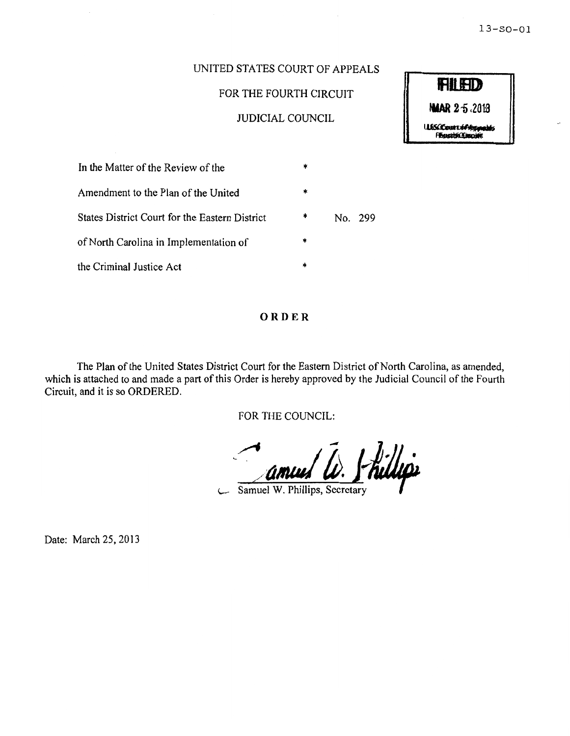13-SO-01

UNITED STATES COURT OF APPEALS

FOR THE FOURTH CIRCUIT

JUDICIAL COUNCIL

**FILED**
**MAR 25 2013**
U.S. Court of Appeals
Fourth Circuit

| | | |
|---|---|---|
| In the Matter of the Review of the | * | |
| Amendment to the Plan of the United | * | |
| States District Court for the Eastern District | * | No. 299 |
| of North Carolina in Implementation of | * | |
| the Criminal Justice Act | * | |

**ORDER**

The Plan of the United States District Court for the Eastern District of North Carolina, as amended, which is attached to and made a part of this Order is hereby approved by the Judicial Council of the Fourth Circuit, and it is so ORDERED.

FOR THE COUNCIL:

Samuel W. Phillips, Secretary

Date: March 25, 2013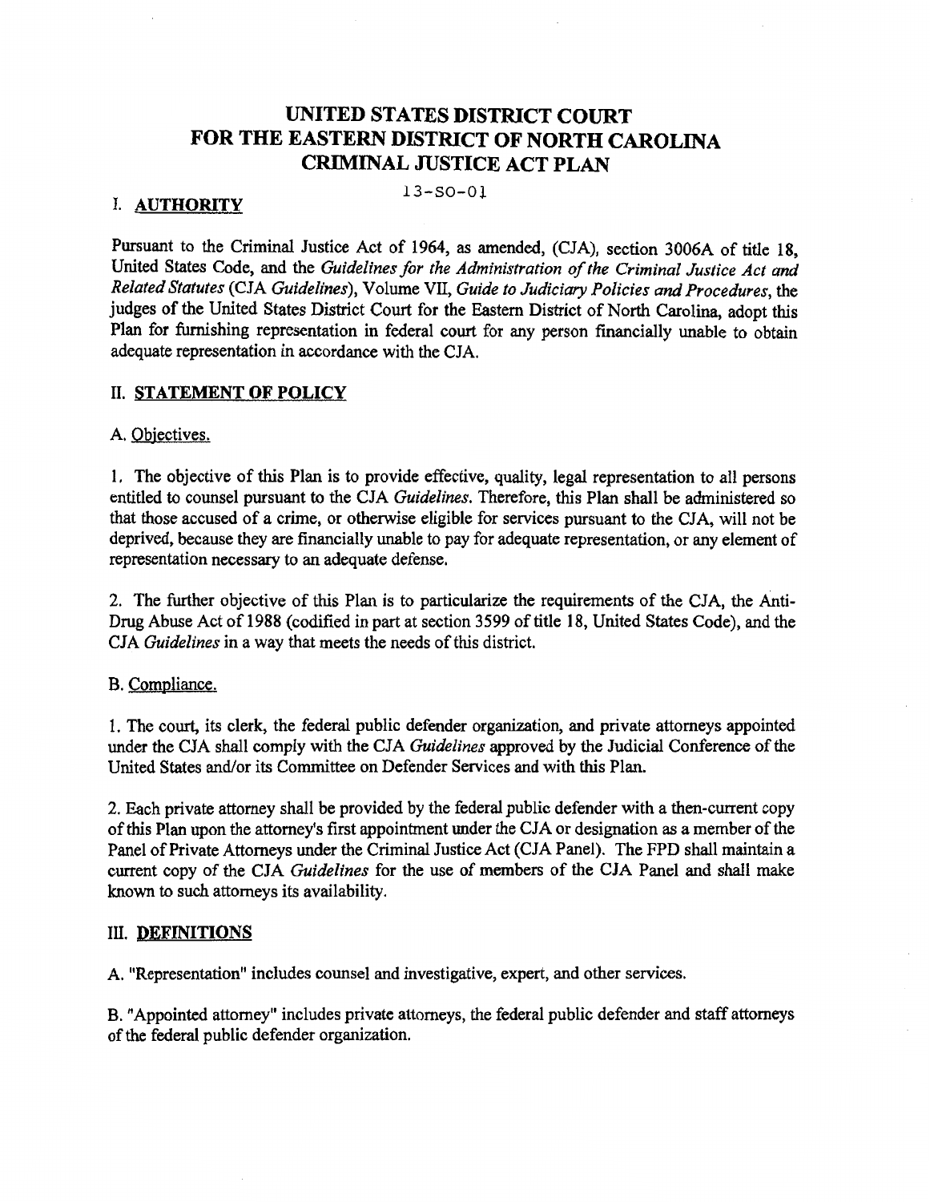# UNITED STATES DISTRICT COURT FOR THE EASTERN DISTRICT OF NORTH CAROLINA CRIMINAL JUSTICE ACT PLAN

13-SO-01

## I. AUTHORITY

Pursuant to the Criminal Justice Act of 1964, as amended, (CJA), section 3006A of title 18, United States Code, and the *Guidelines for the Administration of the Criminal Justice Act and Related Statutes* (CJA *Guidelines*), Volume VII, *Guide to Judiciary Policies and Procedures*, the judges of the United States District Court for the Eastern District of North Carolina, adopt this Plan for furnishing representation in federal court for any person financially unable to obtain adequate representation in accordance with the CJA.

## II. STATEMENT OF POLICY

### A. Objectives.

1. The objective of this Plan is to provide effective, quality, legal representation to all persons entitled to counsel pursuant to the CJA *Guidelines*. Therefore, this Plan shall be administered so that those accused of a crime, or otherwise eligible for services pursuant to the CJA, will not be deprived, because they are financially unable to pay for adequate representation, or any element of representation necessary to an adequate defense.

2. The further objective of this Plan is to particularize the requirements of the CJA, the Anti-Drug Abuse Act of 1988 (codified in part at section 3599 of title 18, United States Code), and the CJA *Guidelines* in a way that meets the needs of this district.

### B. Compliance.

1. The court, its clerk, the federal public defender organization, and private attorneys appointed under the CJA shall comply with the CJA *Guidelines* approved by the Judicial Conference of the United States and/or its Committee on Defender Services and with this Plan.

2. Each private attorney shall be provided by the federal public defender with a then-current copy of this Plan upon the attorney's first appointment under the CJA or designation as a member of the Panel of Private Attorneys under the Criminal Justice Act (CJA Panel). The FPD shall maintain a current copy of the CJA *Guidelines* for the use of members of the CJA Panel and shall make known to such attorneys its availability.

## III. DEFINITIONS

A. "Representation" includes counsel and investigative, expert, and other services.

B. "Appointed attorney" includes private attorneys, the federal public defender and staff attorneys of the federal public defender organization.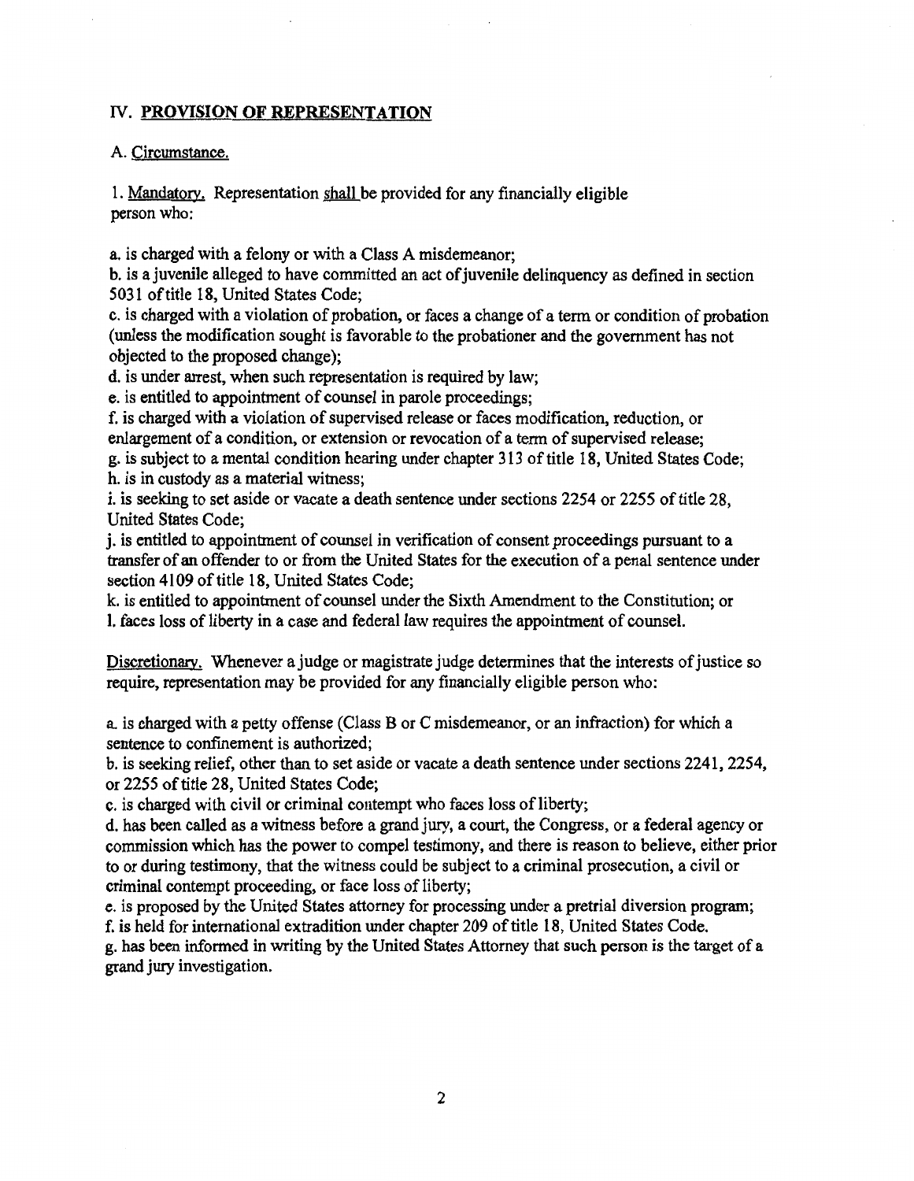## IV. PROVISION OF REPRESENTATION

### A. Circumstance.

1. Mandatory. Representation shall be provided for any financially eligible person who:

a. is charged with a felony or with a Class A misdemeanor;
b. is a juvenile alleged to have committed an act of juvenile delinquency as defined in section 5031 of title 18, United States Code;
c. is charged with a violation of probation, or faces a change of a term or condition of probation (unless the modification sought is favorable to the probationer and the government has not objected to the proposed change);
d. is under arrest, when such representation is required by law;
e. is entitled to appointment of counsel in parole proceedings;
f. is charged with a violation of supervised release or faces modification, reduction, or enlargement of a condition, or extension or revocation of a term of supervised release;
g. is subject to a mental condition hearing under chapter 313 of title 18, United States Code;
h. is in custody as a material witness;
i. is seeking to set aside or vacate a death sentence under sections 2254 or 2255 of title 28, United States Code;
j. is entitled to appointment of counsel in verification of consent proceedings pursuant to a transfer of an offender to or from the United States for the execution of a penal sentence under section 4109 of title 18, United States Code;
k. is entitled to appointment of counsel under the Sixth Amendment to the Constitution; or
l. faces loss of liberty in a case and federal law requires the appointment of counsel.

Discretionary. Whenever a judge or magistrate judge determines that the interests of justice so require, representation may be provided for any financially eligible person who:

a. is charged with a petty offense (Class B or C misdemeanor, or an infraction) for which a sentence to confinement is authorized;
b. is seeking relief, other than to set aside or vacate a death sentence under sections 2241, 2254, or 2255 of title 28, United States Code;
c. is charged with civil or criminal contempt who faces loss of liberty;
d. has been called as a witness before a grand jury, a court, the Congress, or a federal agency or commission which has the power to compel testimony, and there is reason to believe, either prior to or during testimony, that the witness could be subject to a criminal prosecution, a civil or criminal contempt proceeding, or face loss of liberty;
e. is proposed by the United States attorney for processing under a pretrial diversion program;
f. is held for international extradition under chapter 209 of title 18, United States Code.
g. has been informed in writing by the United States Attorney that such person is the target of a grand jury investigation.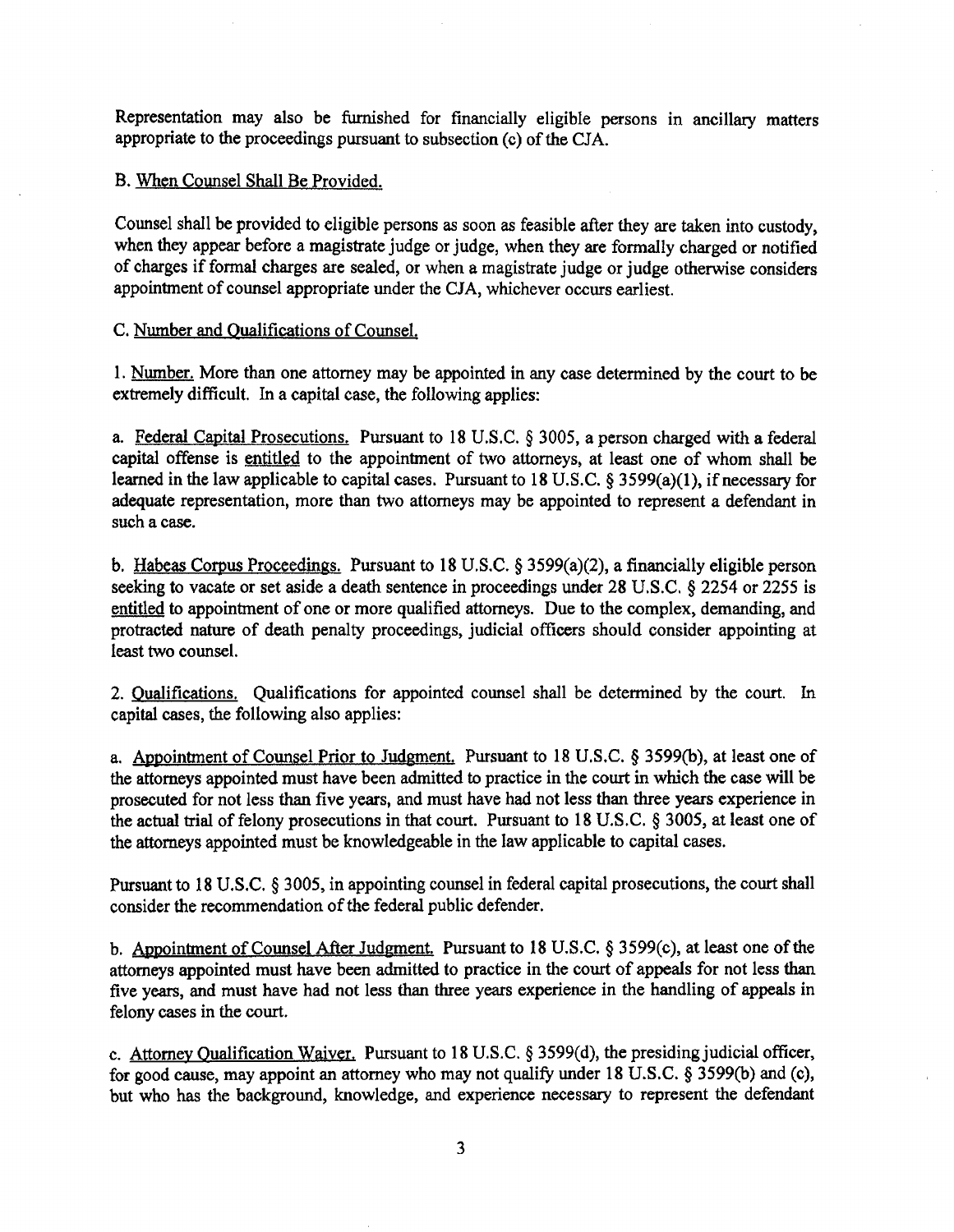Representation may also be furnished for financially eligible persons in ancillary matters appropriate to the proceedings pursuant to subsection (c) of the CJA.

B. When Counsel Shall Be Provided.

Counsel shall be provided to eligible persons as soon as feasible after they are taken into custody, when they appear before a magistrate judge or judge, when they are formally charged or notified of charges if formal charges are sealed, or when a magistrate judge or judge otherwise considers appointment of counsel appropriate under the CJA, whichever occurs earliest.

C. Number and Qualifications of Counsel.

1. Number. More than one attorney may be appointed in any case determined by the court to be extremely difficult. In a capital case, the following applies:

a. Federal Capital Prosecutions. Pursuant to 18 U.S.C. § 3005, a person charged with a federal capital offense is entitled to the appointment of two attorneys, at least one of whom shall be learned in the law applicable to capital cases. Pursuant to 18 U.S.C. § 3599(a)(1), if necessary for adequate representation, more than two attorneys may be appointed to represent a defendant in such a case.

b. Habeas Corpus Proceedings. Pursuant to 18 U.S.C. § 3599(a)(2), a financially eligible person seeking to vacate or set aside a death sentence in proceedings under 28 U.S.C. § 2254 or 2255 is entitled to appointment of one or more qualified attorneys. Due to the complex, demanding, and protracted nature of death penalty proceedings, judicial officers should consider appointing at least two counsel.

2. Qualifications. Qualifications for appointed counsel shall be determined by the court. In capital cases, the following also applies:

a. Appointment of Counsel Prior to Judgment. Pursuant to 18 U.S.C. § 3599(b), at least one of the attorneys appointed must have been admitted to practice in the court in which the case will be prosecuted for not less than five years, and must have had not less than three years experience in the actual trial of felony prosecutions in that court. Pursuant to 18 U.S.C. § 3005, at least one of the attorneys appointed must be knowledgeable in the law applicable to capital cases.

Pursuant to 18 U.S.C. § 3005, in appointing counsel in federal capital prosecutions, the court shall consider the recommendation of the federal public defender.

b. Appointment of Counsel After Judgment. Pursuant to 18 U.S.C. § 3599(c), at least one of the attorneys appointed must have been admitted to practice in the court of appeals for not less than five years, and must have had not less than three years experience in the handling of appeals in felony cases in the court.

c. Attorney Qualification Waiver. Pursuant to 18 U.S.C. § 3599(d), the presiding judicial officer, for good cause, may appoint an attorney who may not qualify under 18 U.S.C. § 3599(b) and (c), but who has the background, knowledge, and experience necessary to represent the defendant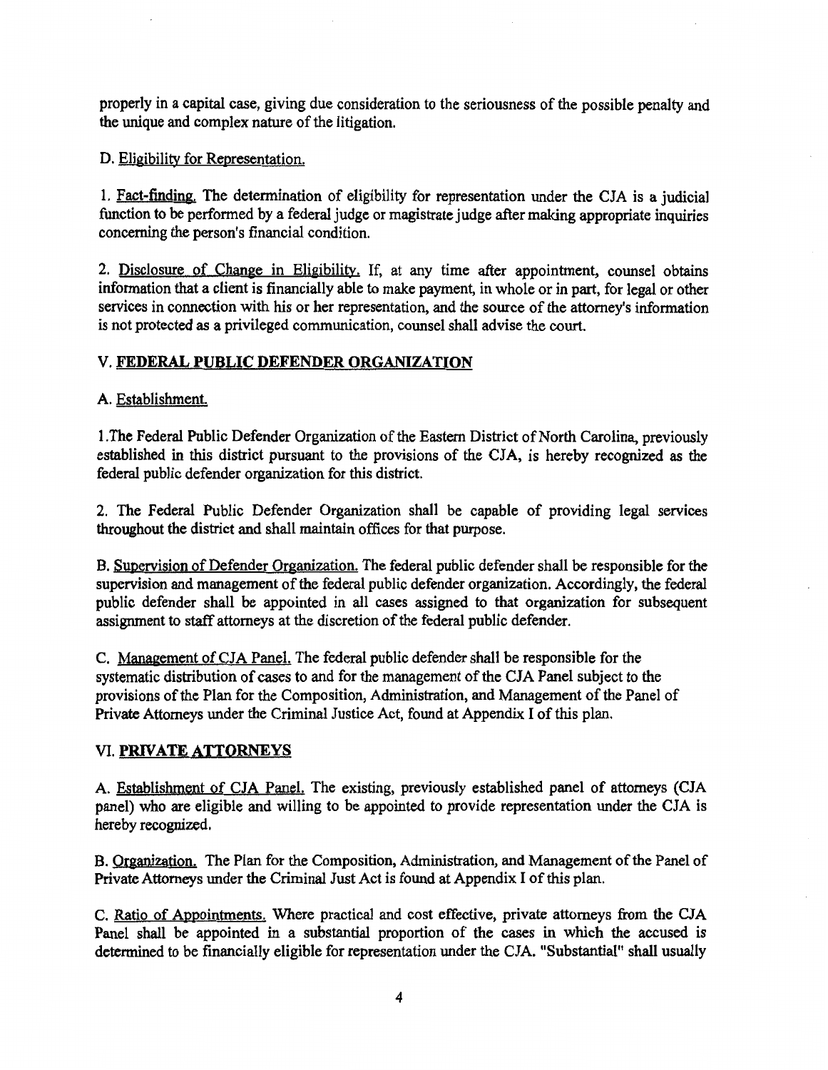properly in a capital case, giving due consideration to the seriousness of the possible penalty and the unique and complex nature of the litigation.

D. Eligibility for Representation.

1. Fact-finding. The determination of eligibility for representation under the CJA is a judicial function to be performed by a federal judge or magistrate judge after making appropriate inquiries concerning the person's financial condition.

2. Disclosure of Change in Eligibility. If, at any time after appointment, counsel obtains information that a client is financially able to make payment, in whole or in part, for legal or other services in connection with his or her representation, and the source of the attorney's information is not protected as a privileged communication, counsel shall advise the court.

## V. FEDERAL PUBLIC DEFENDER ORGANIZATION

A. Establishment.

1.The Federal Public Defender Organization of the Eastern District of North Carolina, previously established in this district pursuant to the provisions of the CJA, is hereby recognized as the federal public defender organization for this district.

2. The Federal Public Defender Organization shall be capable of providing legal services throughout the district and shall maintain offices for that purpose.

B. Supervision of Defender Organization. The federal public defender shall be responsible for the supervision and management of the federal public defender organization. Accordingly, the federal public defender shall be appointed in all cases assigned to that organization for subsequent assignment to staff attorneys at the discretion of the federal public defender.

C. Management of CJA Panel. The federal public defender shall be responsible for the systematic distribution of cases to and for the management of the CJA Panel subject to the provisions of the Plan for the Composition, Administration, and Management of the Panel of Private Attorneys under the Criminal Justice Act, found at Appendix I of this plan.

## VI. PRIVATE ATTORNEYS

A. Establishment of CJA Panel. The existing, previously established panel of attorneys (CJA panel) who are eligible and willing to be appointed to provide representation under the CJA is hereby recognized.

B. Organization. The Plan for the Composition, Administration, and Management of the Panel of Private Attorneys under the Criminal Just Act is found at Appendix I of this plan.

C. Ratio of Appointments. Where practical and cost effective, private attorneys from the CJA Panel shall be appointed in a substantial proportion of the cases in which the accused is determined to be financially eligible for representation under the CJA. "Substantial" shall usually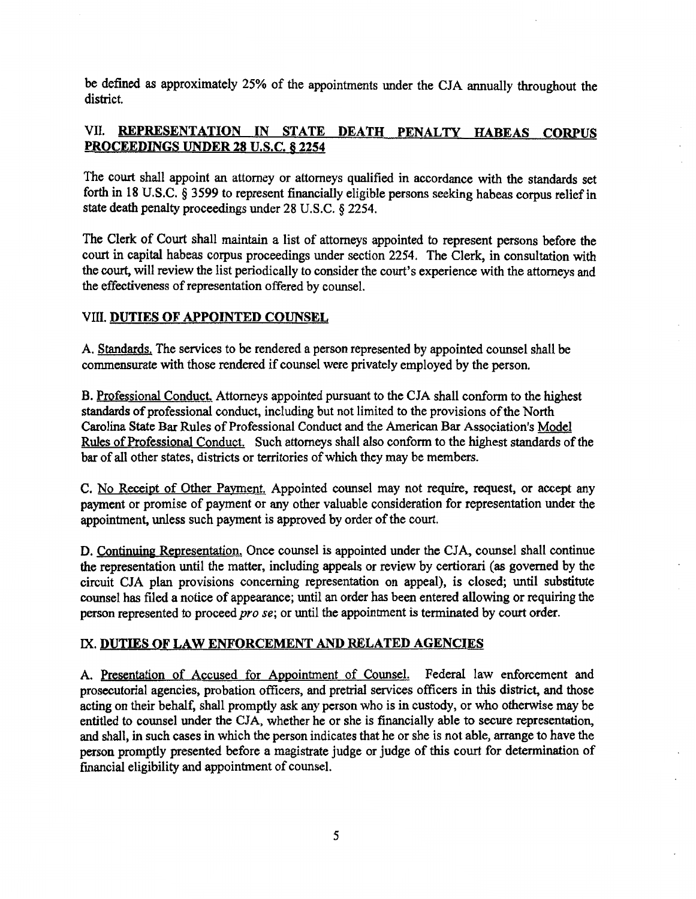be defined as approximately 25% of the appointments under the CJA annually throughout the district.

## VII. REPRESENTATION IN STATE DEATH PENALTY HABEAS CORPUS PROCEEDINGS UNDER 28 U.S.C. § 2254

The court shall appoint an attorney or attorneys qualified in accordance with the standards set forth in 18 U.S.C. § 3599 to represent financially eligible persons seeking habeas corpus relief in state death penalty proceedings under 28 U.S.C. § 2254.

The Clerk of Court shall maintain a list of attorneys appointed to represent persons before the court in capital habeas corpus proceedings under section 2254. The Clerk, in consultation with the court, will review the list periodically to consider the court's experience with the attorneys and the effectiveness of representation offered by counsel.

## VIII. DUTIES OF APPOINTED COUNSEL

A. Standards. The services to be rendered a person represented by appointed counsel shall be commensurate with those rendered if counsel were privately employed by the person.

B. Professional Conduct. Attorneys appointed pursuant to the CJA shall conform to the highest standards of professional conduct, including but not limited to the provisions of the North Carolina State Bar Rules of Professional Conduct and the American Bar Association's Model Rules of Professional Conduct. Such attorneys shall also conform to the highest standards of the bar of all other states, districts or territories of which they may be members.

C. No Receipt of Other Payment. Appointed counsel may not require, request, or accept any payment or promise of payment or any other valuable consideration for representation under the appointment, unless such payment is approved by order of the court.

D. Continuing Representation. Once counsel is appointed under the CJA, counsel shall continue the representation until the matter, including appeals or review by certiorari (as governed by the circuit CJA plan provisions concerning representation on appeal), is closed; until substitute counsel has filed a notice of appearance; until an order has been entered allowing or requiring the person represented to proceed *pro se*; or until the appointment is terminated by court order.

## IX. DUTIES OF LAW ENFORCEMENT AND RELATED AGENCIES

A. Presentation of Accused for Appointment of Counsel. Federal law enforcement and prosecutorial agencies, probation officers, and pretrial services officers in this district, and those acting on their behalf, shall promptly ask any person who is in custody, or who otherwise may be entitled to counsel under the CJA, whether he or she is financially able to secure representation, and shall, in such cases in which the person indicates that he or she is not able, arrange to have the person promptly presented before a magistrate judge or judge of this court for determination of financial eligibility and appointment of counsel.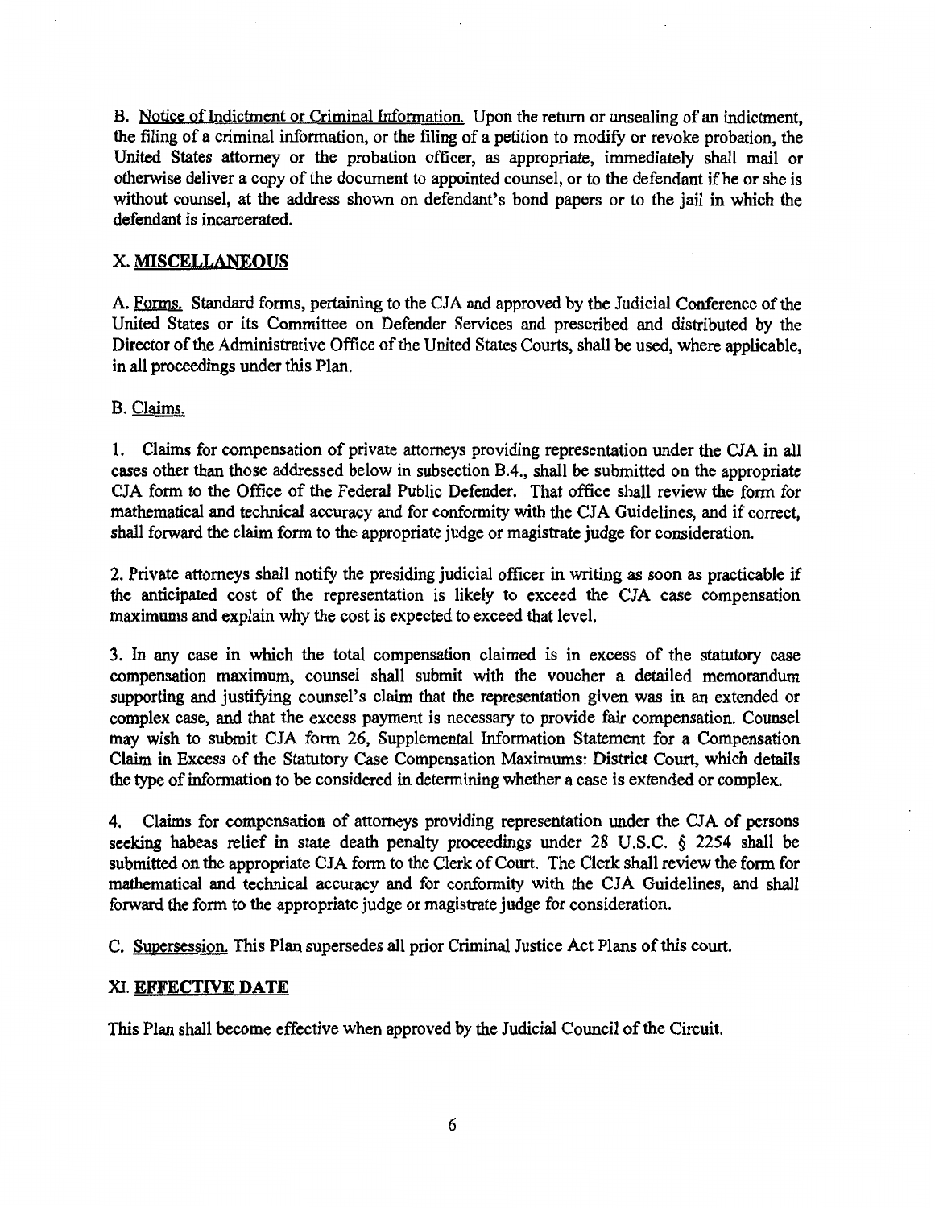B. Notice of Indictment or Criminal Information. Upon the return or unsealing of an indictment, the filing of a criminal information, or the filing of a petition to modify or revoke probation, the United States attorney or the probation officer, as appropriate, immediately shall mail or otherwise deliver a copy of the document to appointed counsel, or to the defendant if he or she is without counsel, at the address shown on defendant's bond papers or to the jail in which the defendant is incarcerated.

## X. MISCELLANEOUS

A. Forms. Standard forms, pertaining to the CJA and approved by the Judicial Conference of the United States or its Committee on Defender Services and prescribed and distributed by the Director of the Administrative Office of the United States Courts, shall be used, where applicable, in all proceedings under this Plan.

B. Claims.

1. Claims for compensation of private attorneys providing representation under the CJA in all cases other than those addressed below in subsection B.4., shall be submitted on the appropriate CJA form to the Office of the Federal Public Defender. That office shall review the form for mathematical and technical accuracy and for conformity with the CJA Guidelines, and if correct, shall forward the claim form to the appropriate judge or magistrate judge for consideration.

2. Private attorneys shall notify the presiding judicial officer in writing as soon as practicable if the anticipated cost of the representation is likely to exceed the CJA case compensation maximums and explain why the cost is expected to exceed that level.

3. In any case in which the total compensation claimed is in excess of the statutory case compensation maximum, counsel shall submit with the voucher a detailed memorandum supporting and justifying counsel's claim that the representation given was in an extended or complex case, and that the excess payment is necessary to provide fair compensation. Counsel may wish to submit CJA form 26, Supplemental Information Statement for a Compensation Claim in Excess of the Statutory Case Compensation Maximums: District Court, which details the type of information to be considered in determining whether a case is extended or complex.

4. Claims for compensation of attorneys providing representation under the CJA of persons seeking habeas relief in state death penalty proceedings under 28 U.S.C. § 2254 shall be submitted on the appropriate CJA form to the Clerk of Court. The Clerk shall review the form for mathematical and technical accuracy and for conformity with the CJA Guidelines, and shall forward the form to the appropriate judge or magistrate judge for consideration.

C. Supersession. This Plan supersedes all prior Criminal Justice Act Plans of this court.

## XI. EFFECTIVE DATE

This Plan shall become effective when approved by the Judicial Council of the Circuit.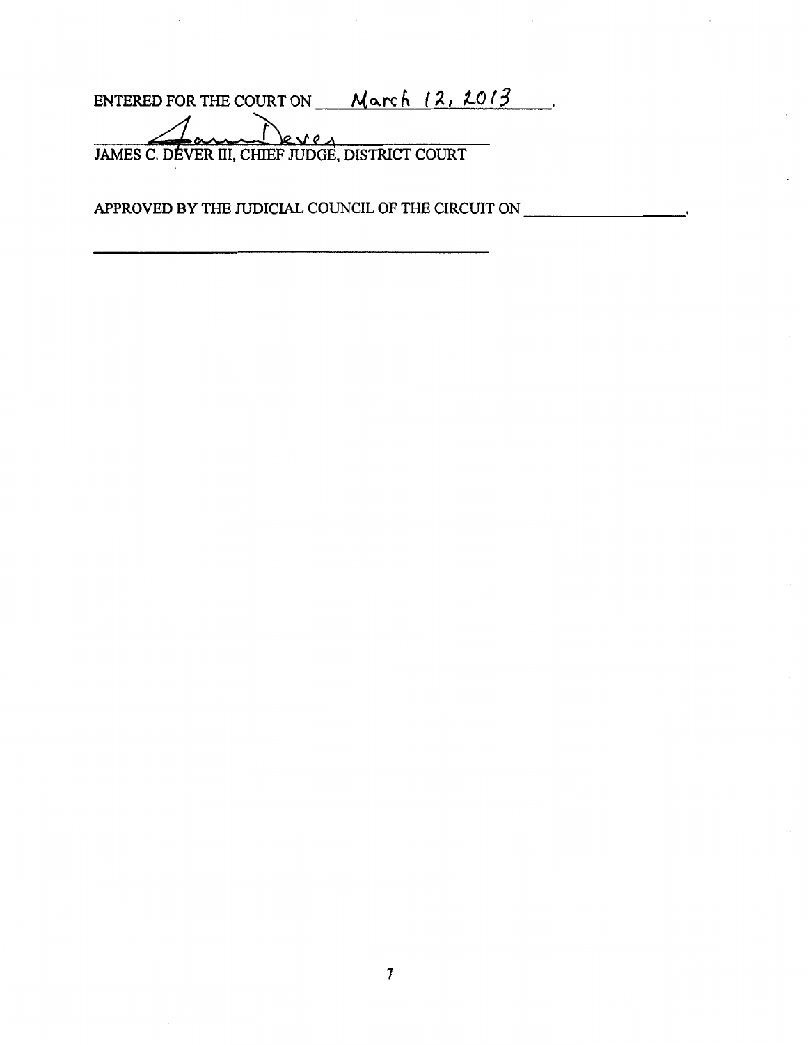ENTERED FOR THE COURT ON March 12, 2013.

James Dever

JAMES C. DEVER III, CHIEF JUDGE, DISTRICT COURT

APPROVED BY THE JUDICIAL COUNCIL OF THE CIRCUIT ON ____________________.

________________________________________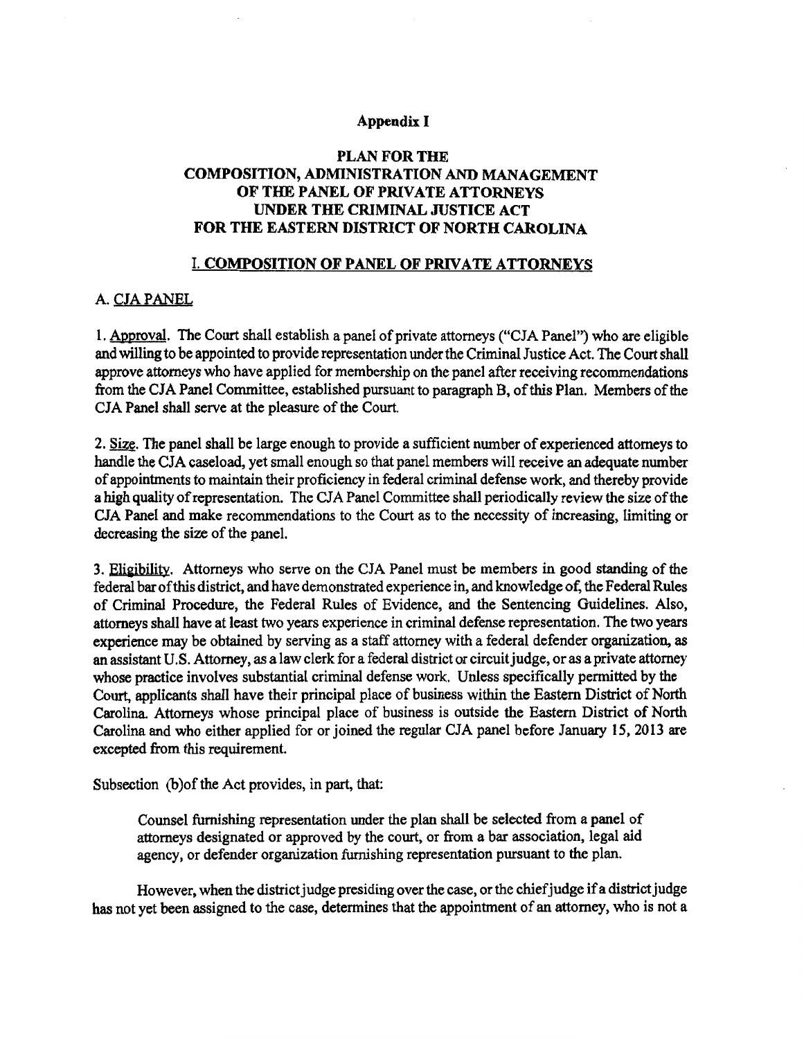**Appendix I**

# PLAN FOR THE COMPOSITION, ADMINISTRATION AND MANAGEMENT OF THE PANEL OF PRIVATE ATTORNEYS UNDER THE CRIMINAL JUSTICE ACT FOR THE EASTERN DISTRICT OF NORTH CAROLINA

## I. COMPOSITION OF PANEL OF PRIVATE ATTORNEYS

### A. CJA PANEL

1. Approval. The Court shall establish a panel of private attorneys ("CJA Panel") who are eligible and willing to be appointed to provide representation under the Criminal Justice Act. The Court shall approve attorneys who have applied for membership on the panel after receiving recommendations from the CJA Panel Committee, established pursuant to paragraph B, of this Plan. Members of the CJA Panel shall serve at the pleasure of the Court.

2. Size. The panel shall be large enough to provide a sufficient number of experienced attorneys to handle the CJA caseload, yet small enough so that panel members will receive an adequate number of appointments to maintain their proficiency in federal criminal defense work, and thereby provide a high quality of representation. The CJA Panel Committee shall periodically review the size of the CJA Panel and make recommendations to the Court as to the necessity of increasing, limiting or decreasing the size of the panel.

3. Eligibility. Attorneys who serve on the CJA Panel must be members in good standing of the federal bar of this district, and have demonstrated experience in, and knowledge of, the Federal Rules of Criminal Procedure, the Federal Rules of Evidence, and the Sentencing Guidelines. Also, attorneys shall have at least two years experience in criminal defense representation. The two years experience may be obtained by serving as a staff attorney with a federal defender organization, as an assistant U.S. Attorney, as a law clerk for a federal district or circuit judge, or as a private attorney whose practice involves substantial criminal defense work. Unless specifically permitted by the Court, applicants shall have their principal place of business within the Eastern District of North Carolina. Attorneys whose principal place of business is outside the Eastern District of North Carolina and who either applied for or joined the regular CJA panel before January 15, 2013 are excepted from this requirement.

Subsection (b)of the Act provides, in part, that:

> Counsel furnishing representation under the plan shall be selected from a panel of attorneys designated or approved by the court, or from a bar association, legal aid agency, or defender organization furnishing representation pursuant to the plan.

However, when the district judge presiding over the case, or the chief judge if a district judge has not yet been assigned to the case, determines that the appointment of an attorney, who is not a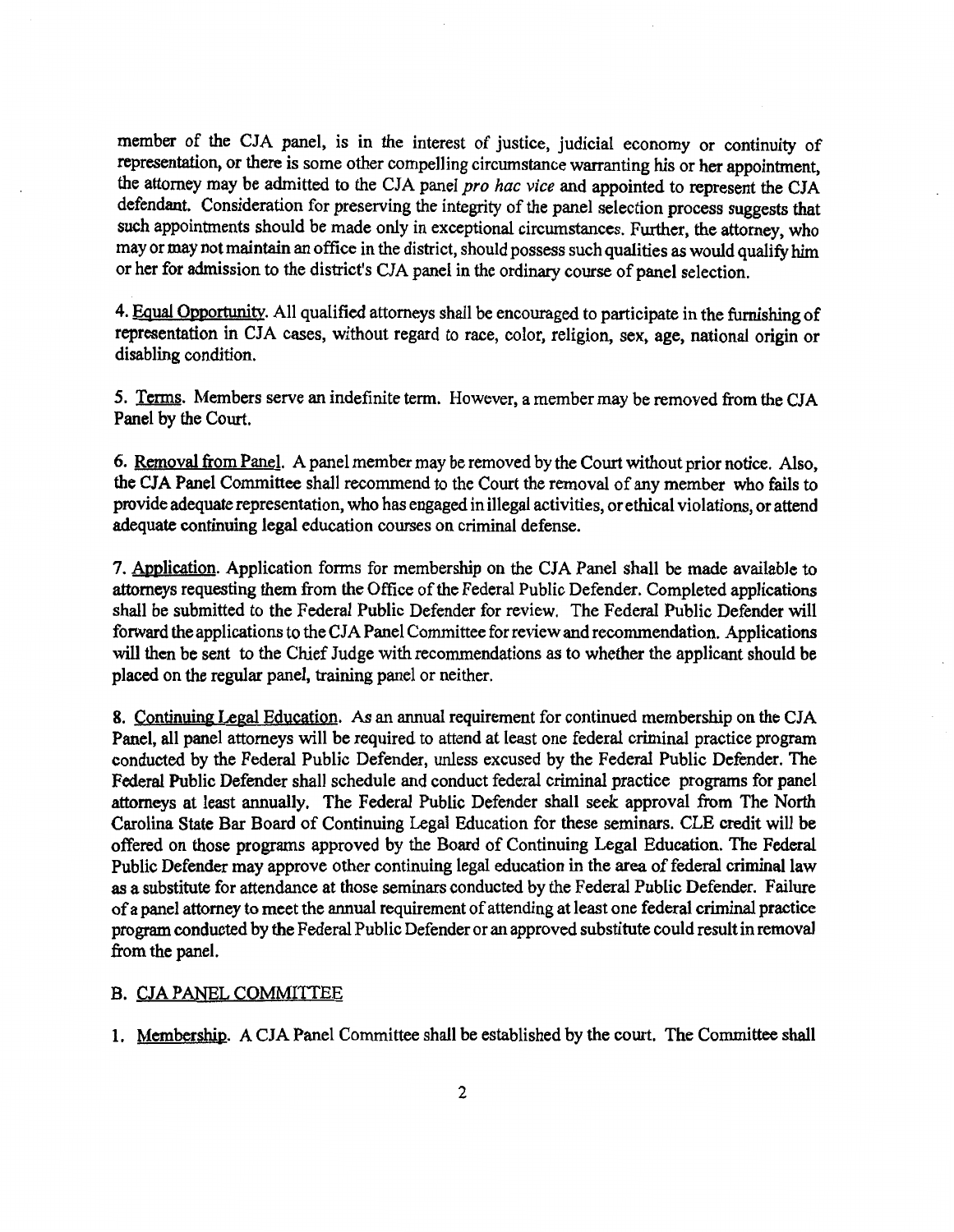member of the CJA panel, is in the interest of justice, judicial economy or continuity of representation, or there is some other compelling circumstance warranting his or her appointment, the attorney may be admitted to the CJA panel *pro hac vice* and appointed to represent the CJA defendant. Consideration for preserving the integrity of the panel selection process suggests that such appointments should be made only in exceptional circumstances. Further, the attorney, who may or may not maintain an office in the district, should possess such qualities as would qualify him or her for admission to the district's CJA panel in the ordinary course of panel selection.

4. Equal Opportunity. All qualified attorneys shall be encouraged to participate in the furnishing of representation in CJA cases, without regard to race, color, religion, sex, age, national origin or disabling condition.

5. Terms. Members serve an indefinite term. However, a member may be removed from the CJA Panel by the Court.

6. Removal from Panel. A panel member may be removed by the Court without prior notice. Also, the CJA Panel Committee shall recommend to the Court the removal of any member who fails to provide adequate representation, who has engaged in illegal activities, or ethical violations, or attend adequate continuing legal education courses on criminal defense.

7. Application. Application forms for membership on the CJA Panel shall be made available to attorneys requesting them from the Office of the Federal Public Defender. Completed applications shall be submitted to the Federal Public Defender for review. The Federal Public Defender will forward the applications to the CJA Panel Committee for review and recommendation. Applications will then be sent to the Chief Judge with recommendations as to whether the applicant should be placed on the regular panel, training panel or neither.

8. Continuing Legal Education. As an annual requirement for continued membership on the CJA Panel, all panel attorneys will be required to attend at least one federal criminal practice program conducted by the Federal Public Defender, unless excused by the Federal Public Defender. The Federal Public Defender shall schedule and conduct federal criminal practice programs for panel attorneys at least annually. The Federal Public Defender shall seek approval from The North Carolina State Bar Board of Continuing Legal Education for these seminars. CLE credit will be offered on those programs approved by the Board of Continuing Legal Education. The Federal Public Defender may approve other continuing legal education in the area of federal criminal law as a substitute for attendance at those seminars conducted by the Federal Public Defender. Failure of a panel attorney to meet the annual requirement of attending at least one federal criminal practice program conducted by the Federal Public Defender or an approved substitute could result in removal from the panel.

## B. CJA PANEL COMMITTEE

1. Membership. A CJA Panel Committee shall be established by the court. The Committee shall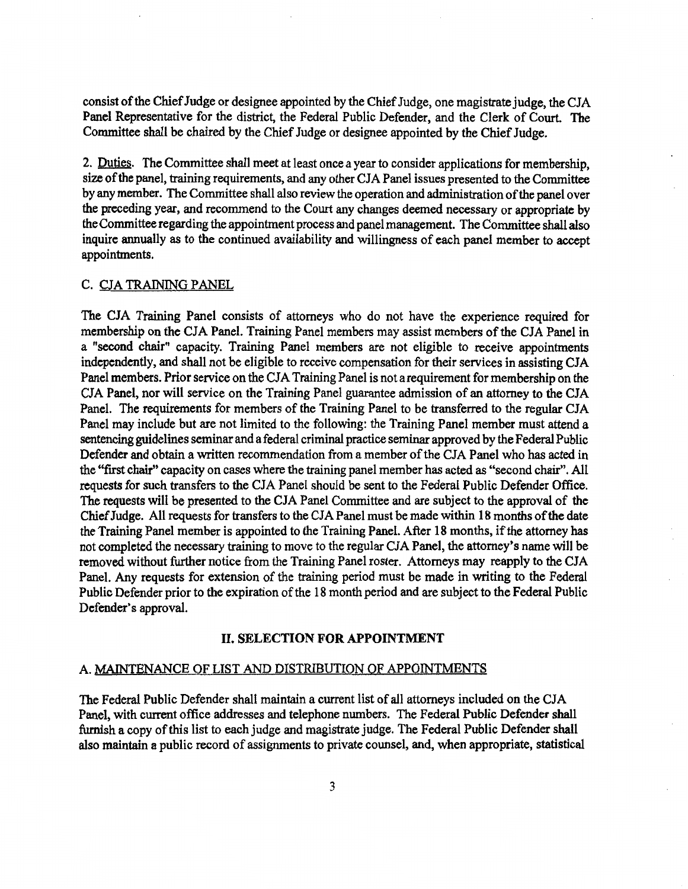consist of the Chief Judge or designee appointed by the Chief Judge, one magistrate judge, the CJA Panel Representative for the district, the Federal Public Defender, and the Clerk of Court. The Committee shall be chaired by the Chief Judge or designee appointed by the Chief Judge.

2. Duties. The Committee shall meet at least once a year to consider applications for membership, size of the panel, training requirements, and any other CJA Panel issues presented to the Committee by any member. The Committee shall also review the operation and administration of the panel over the preceding year, and recommend to the Court any changes deemed necessary or appropriate by the Committee regarding the appointment process and panel management. The Committee shall also inquire annually as to the continued availability and willingness of each panel member to accept appointments.

C. CJA TRAINING PANEL

The CJA Training Panel consists of attorneys who do not have the experience required for membership on the CJA Panel. Training Panel members may assist members of the CJA Panel in a "second chair" capacity. Training Panel members are not eligible to receive appointments independently, and shall not be eligible to receive compensation for their services in assisting CJA Panel members. Prior service on the CJA Training Panel is not a requirement for membership on the CJA Panel, nor will service on the Training Panel guarantee admission of an attorney to the CJA Panel. The requirements for members of the Training Panel to be transferred to the regular CJA Panel may include but are not limited to the following: the Training Panel member must attend a sentencing guidelines seminar and a federal criminal practice seminar approved by the Federal Public Defender and obtain a written recommendation from a member of the CJA Panel who has acted in the "first chair" capacity on cases where the training panel member has acted as "second chair". All requests for such transfers to the CJA Panel should be sent to the Federal Public Defender Office. The requests will be presented to the CJA Panel Committee and are subject to the approval of the Chief Judge. All requests for transfers to the CJA Panel must be made within 18 months of the date the Training Panel member is appointed to the Training Panel. After 18 months, if the attorney has not completed the necessary training to move to the regular CJA Panel, the attorney's name will be removed without further notice from the Training Panel roster. Attorneys may reapply to the CJA Panel. Any requests for extension of the training period must be made in writing to the Federal Public Defender prior to the expiration of the 18 month period and are subject to the Federal Public Defender's approval.

## II. SELECTION FOR APPOINTMENT

A. MAINTENANCE OF LIST AND DISTRIBUTION OF APPOINTMENTS

The Federal Public Defender shall maintain a current list of all attorneys included on the CJA Panel, with current office addresses and telephone numbers. The Federal Public Defender shall furnish a copy of this list to each judge and magistrate judge. The Federal Public Defender shall also maintain a public record of assignments to private counsel, and, when appropriate, statistical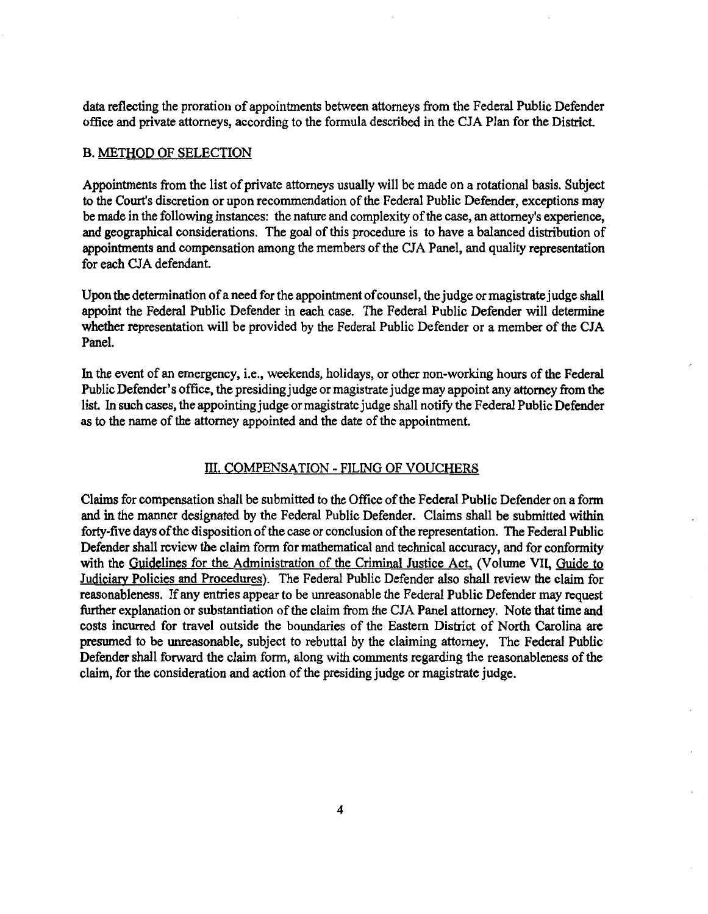data reflecting the proration of appointments between attorneys from the Federal Public Defender office and private attorneys, according to the formula described in the CJA Plan for the District.

B. <u>METHOD OF SELECTION</u>

Appointments from the list of private attorneys usually will be made on a rotational basis. Subject to the Court's discretion or upon recommendation of the Federal Public Defender, exceptions may be made in the following instances: the nature and complexity of the case, an attorney's experience, and geographical considerations. The goal of this procedure is to have a balanced distribution of appointments and compensation among the members of the CJA Panel, and quality representation for each CJA defendant.

Upon the determination of a need for the appointment of counsel, the judge or magistrate judge shall appoint the Federal Public Defender in each case. The Federal Public Defender will determine whether representation will be provided by the Federal Public Defender or a member of the CJA Panel.

In the event of an emergency, i.e., weekends, holidays, or other non-working hours of the Federal Public Defender's office, the presiding judge or magistrate judge may appoint any attorney from the list. In such cases, the appointing judge or magistrate judge shall notify the Federal Public Defender as to the name of the attorney appointed and the date of the appointment.

## III. COMPENSATION - FILING OF VOUCHERS

Claims for compensation shall be submitted to the Office of the Federal Public Defender on a form and in the manner designated by the Federal Public Defender. Claims shall be submitted within forty-five days of the disposition of the case or conclusion of the representation. The Federal Public Defender shall review the claim form for mathematical and technical accuracy, and for conformity with the <u>Guidelines for the Administration of the Criminal Justice Act</u>, (Volume VII, <u>Guide to Judiciary Policies and Procedures</u>). The Federal Public Defender also shall review the claim for reasonableness. If any entries appear to be unreasonable the Federal Public Defender may request further explanation or substantiation of the claim from the CJA Panel attorney. Note that time and costs incurred for travel outside the boundaries of the Eastern District of North Carolina are presumed to be unreasonable, subject to rebuttal by the claiming attorney. The Federal Public Defender shall forward the claim form, along with comments regarding the reasonableness of the claim, for the consideration and action of the presiding judge or magistrate judge.